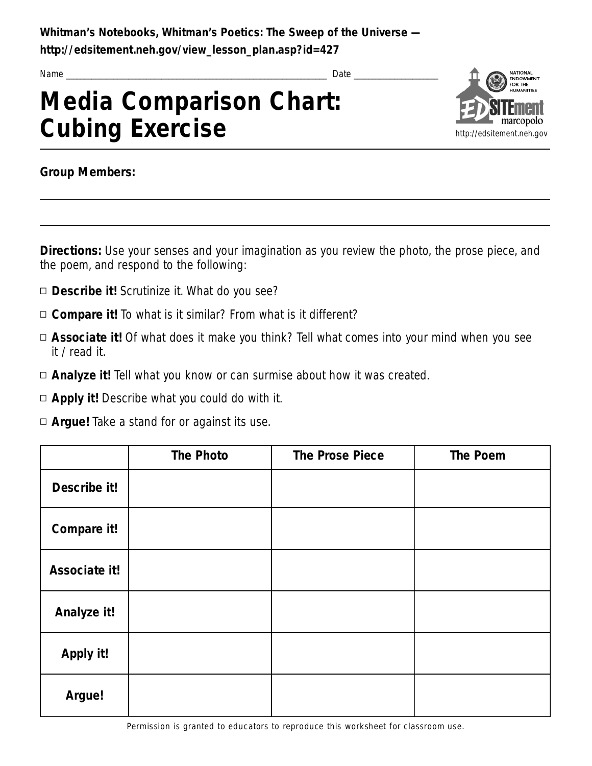**Whitman's Notebooks, Whitman's Poetics: The Sweep of the Universe — http://edsitement.neh.gov/view_lesson_plan.asp?id=427**

Name ______________________________________________ Date ________________

# Media Comparison Chart: Cubing Exercise

NATIONAL ENDOWMENT FOR THE HUMANITIES
EDSITEment marcopolo
http://edsitement.neh.gov

**Group Members:**

______________________________________________________________________

______________________________________________________________________

**Directions:** Use your senses and your imagination as you review the photo, the prose piece, and the poem, and respond to the following:

- □ **Describe it!** Scrutinize it. What do you see?
- □ **Compare it!** To what is it similar? From what is it different?
- □ **Associate it!** Of what does it make you think? Tell what comes into your mind when you see it / read it.
- □ **Analyze it!** Tell what you know or can surmise about how it was created.
- □ **Apply it!** Describe what you could do with it.
- □ **Argue!** Take a stand for or against its use.

| | The Photo | The Prose Piece | The Poem |
|---|---|---|---|
| **Describe it!** | | | |
| **Compare it!** | | | |
| **Associate it!** | | | |
| **Analyze it!** | | | |
| **Apply it!** | | | |
| **Argue!** | | | |

Permission is granted to educators to reproduce this worksheet for classroom use.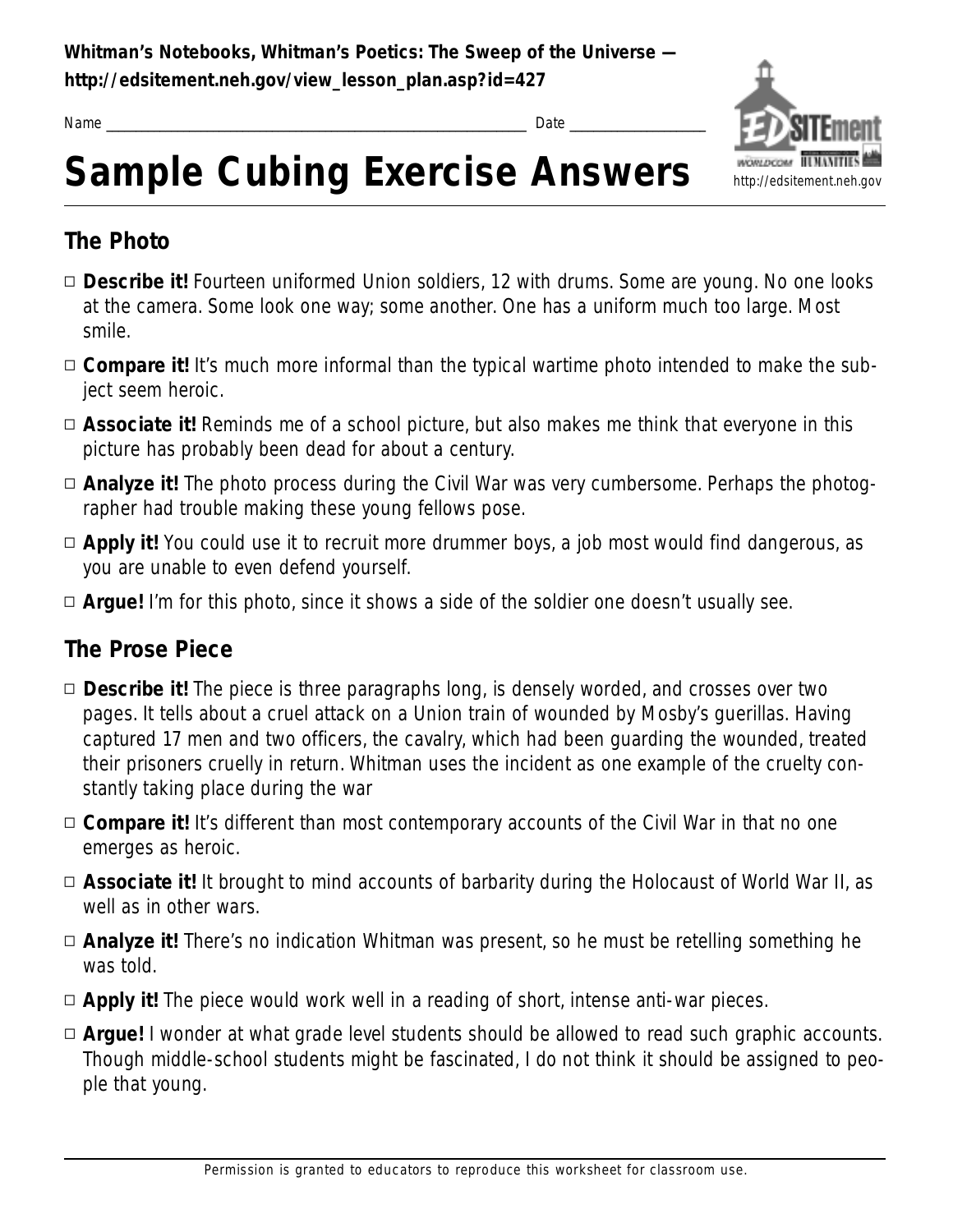**Whitman's Notebooks, Whitman's Poetics: The Sweep of the Universe — http://edsitement.neh.gov/view_lesson_plan.asp?id=427**

Name ______________________________________________ Date _______________

# Sample Cubing Exercise Answers

## The Photo

- **Describe it!** Fourteen uniformed Union soldiers, 12 with drums. Some are young. No one looks at the camera. Some look one way; some another. One has a uniform much too large. Most smile.
- **Compare it!** It's much more informal than the typical wartime photo intended to make the subject seem heroic.
- **Associate it!** Reminds me of a school picture, but also makes me think that everyone in this picture has probably been dead for about a century.
- **Analyze it!** The photo process during the Civil War was very cumbersome. Perhaps the photographer had trouble making these young fellows pose.
- **Apply it!** You could use it to recruit more drummer boys, a job most would find dangerous, as you are unable to even defend yourself.
- **Argue!** I'm for this photo, since it shows a side of the soldier one doesn't usually see.

## The Prose Piece

- **Describe it!** The piece is three paragraphs long, is densely worded, and crosses over two pages. It tells about a cruel attack on a Union train of wounded by Mosby's guerillas. Having captured 17 men and two officers, the cavalry, which had been guarding the wounded, treated their prisoners cruelly in return. Whitman uses the incident as one example of the cruelty constantly taking place during the war
- **Compare it!** It's different than most contemporary accounts of the Civil War in that no one emerges as heroic.
- **Associate it!** It brought to mind accounts of barbarity during the Holocaust of World War II, as well as in other wars.
- **Analyze it!** There's no indication Whitman was present, so he must be retelling something he was told.
- **Apply it!** The piece would work well in a reading of short, intense anti-war pieces.
- **Argue!** I wonder at what grade level students should be allowed to read such graphic accounts. Though middle-school students might be fascinated, I do not think it should be assigned to people that young.

Permission is granted to educators to reproduce this worksheet for classroom use.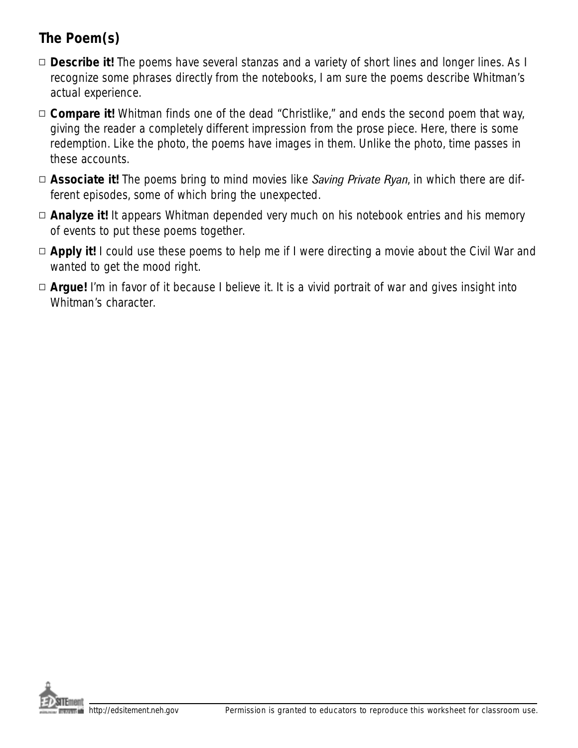## The Poem(s)

- ☐ **Describe it!** The poems have several stanzas and a variety of short lines and longer lines. As I recognize some phrases directly from the notebooks, I am sure the poems describe Whitman's actual experience.
- ☐ **Compare it!** Whitman finds one of the dead "Christlike," and ends the second poem that way, giving the reader a completely different impression from the prose piece. Here, there is some redemption. Like the photo, the poems have images in them. Unlike the photo, time passes in these accounts.
- ☐ **Associate it!** The poems bring to mind movies like *Saving Private Ryan*, in which there are different episodes, some of which bring the unexpected.
- ☐ **Analyze it!** It appears Whitman depended very much on his notebook entries and his memory of events to put these poems together.
- ☐ **Apply it!** I could use these poems to help me if I were directing a movie about the Civil War and wanted to get the mood right.
- ☐ **Argue!** I'm in favor of it because I believe it. It is a vivid portrait of war and gives insight into Whitman's character.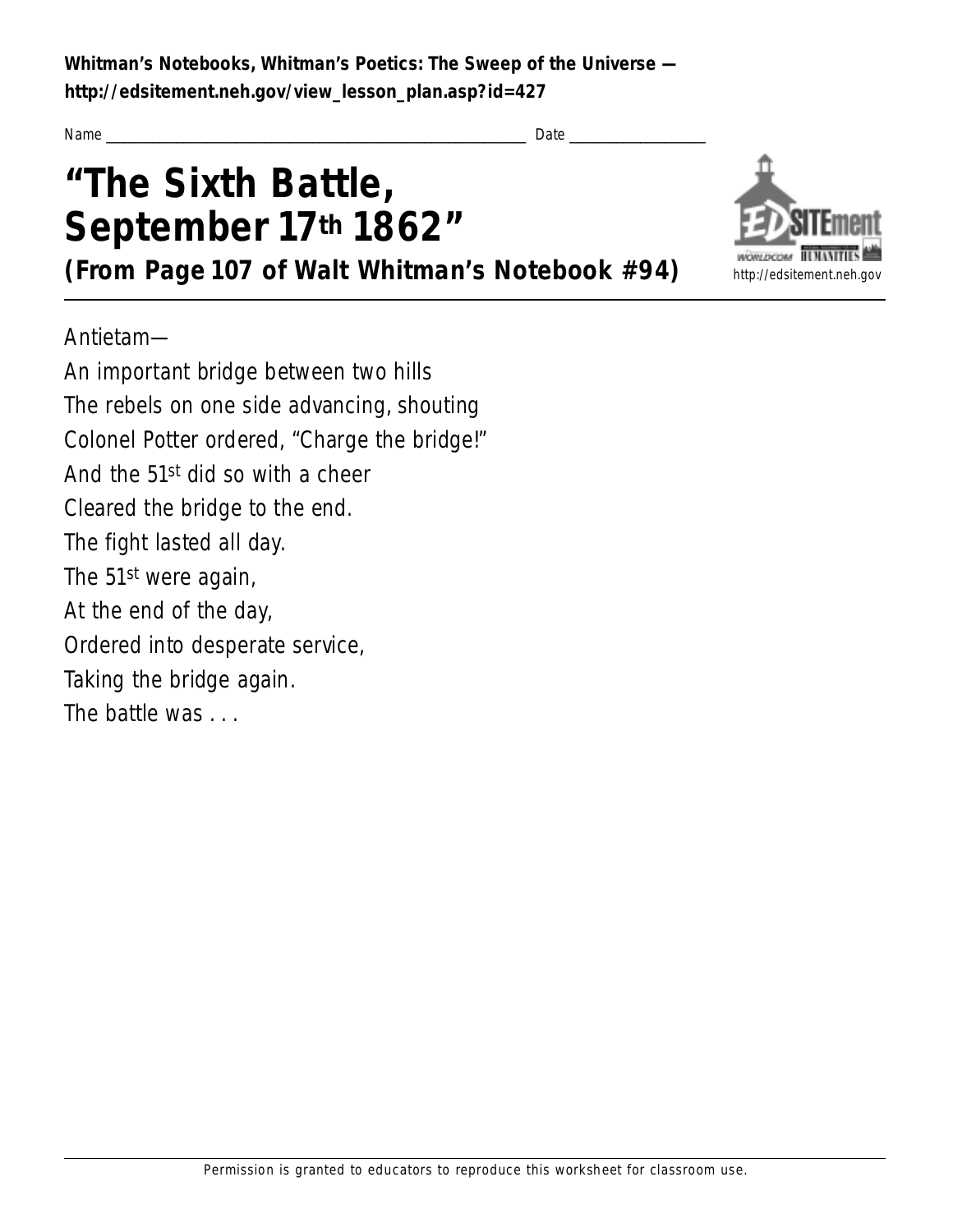**Whitman's Notebooks, Whitman's Poetics: The Sweep of the Universe — http://edsitement.neh.gov/view_lesson_plan.asp?id=427**

Name ______________________________________________ Date ________________

# "The Sixth Battle, September 17th 1862"

## *(From Page 107 of Walt Whitman's Notebook #94)*

Antietam—
An important bridge between two hills
The rebels on one side advancing, shouting
Colonel Potter ordered, "Charge the bridge!"
And the 51st did so with a cheer
Cleared the bridge to the end.
The fight lasted all day.
The 51st were again,
At the end of the day,
Ordered into desperate service,
Taking the bridge again.
The battle was . . .

Permission is granted to educators to reproduce this worksheet for classroom use.